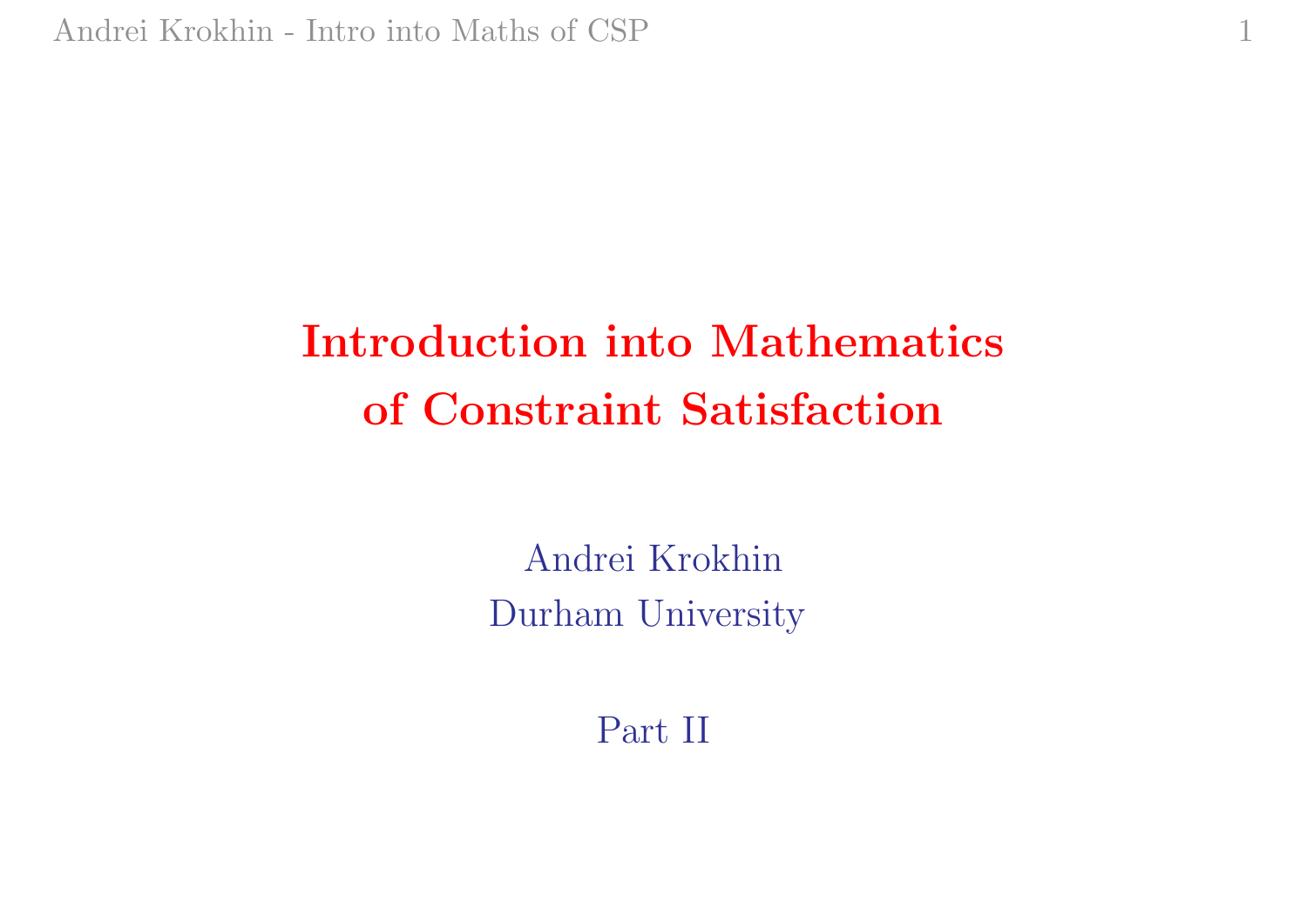# Introduction into Mathematics of Constraint Satisfaction

Andrei Krokhin
Durham University

Part II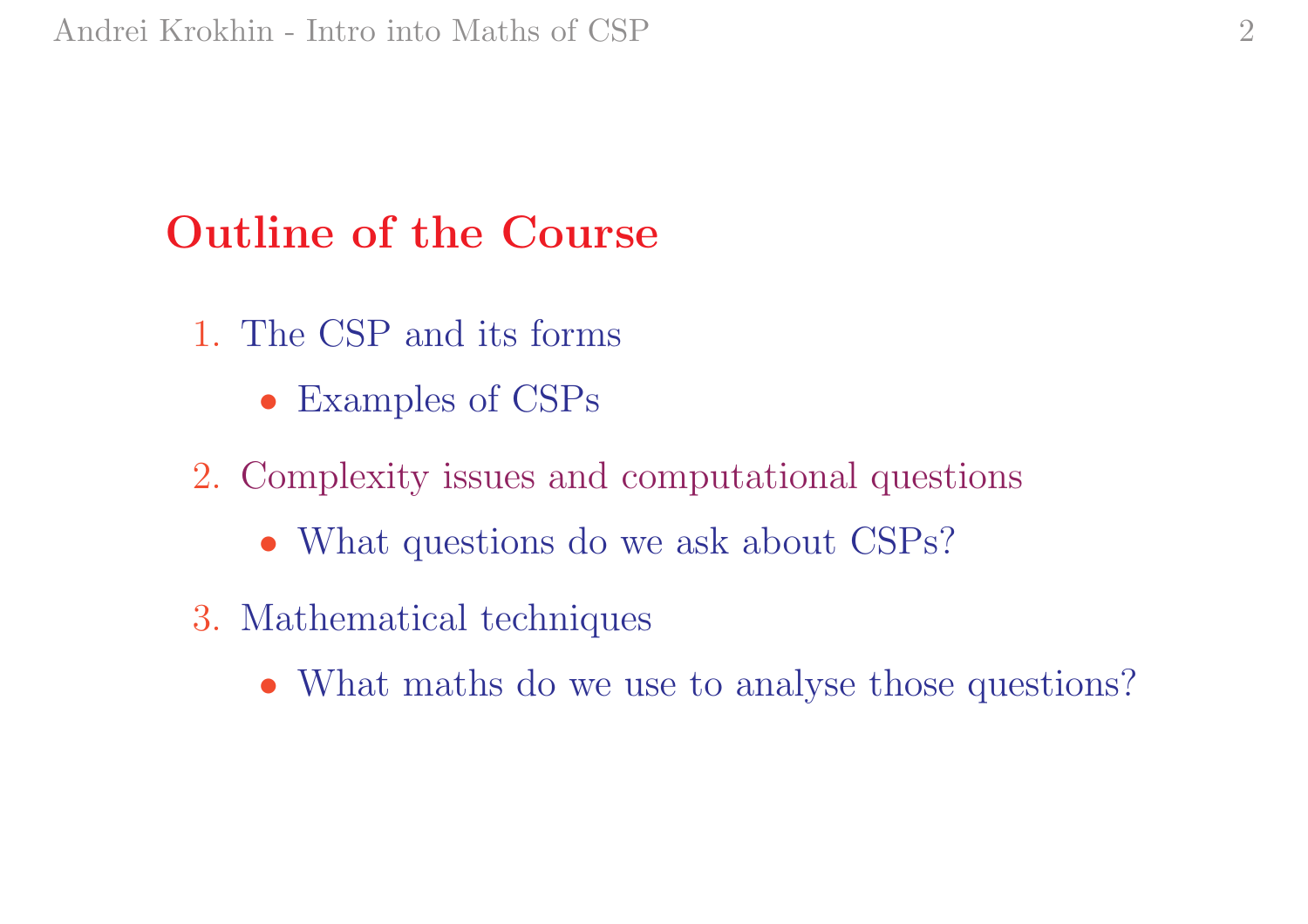## Outline of the Course

1. The CSP and its forms
   - Examples of CSPs
2. Complexity issues and computational questions
   - What questions do we ask about CSPs?
3. Mathematical techniques
   - What maths do we use to analyse those questions?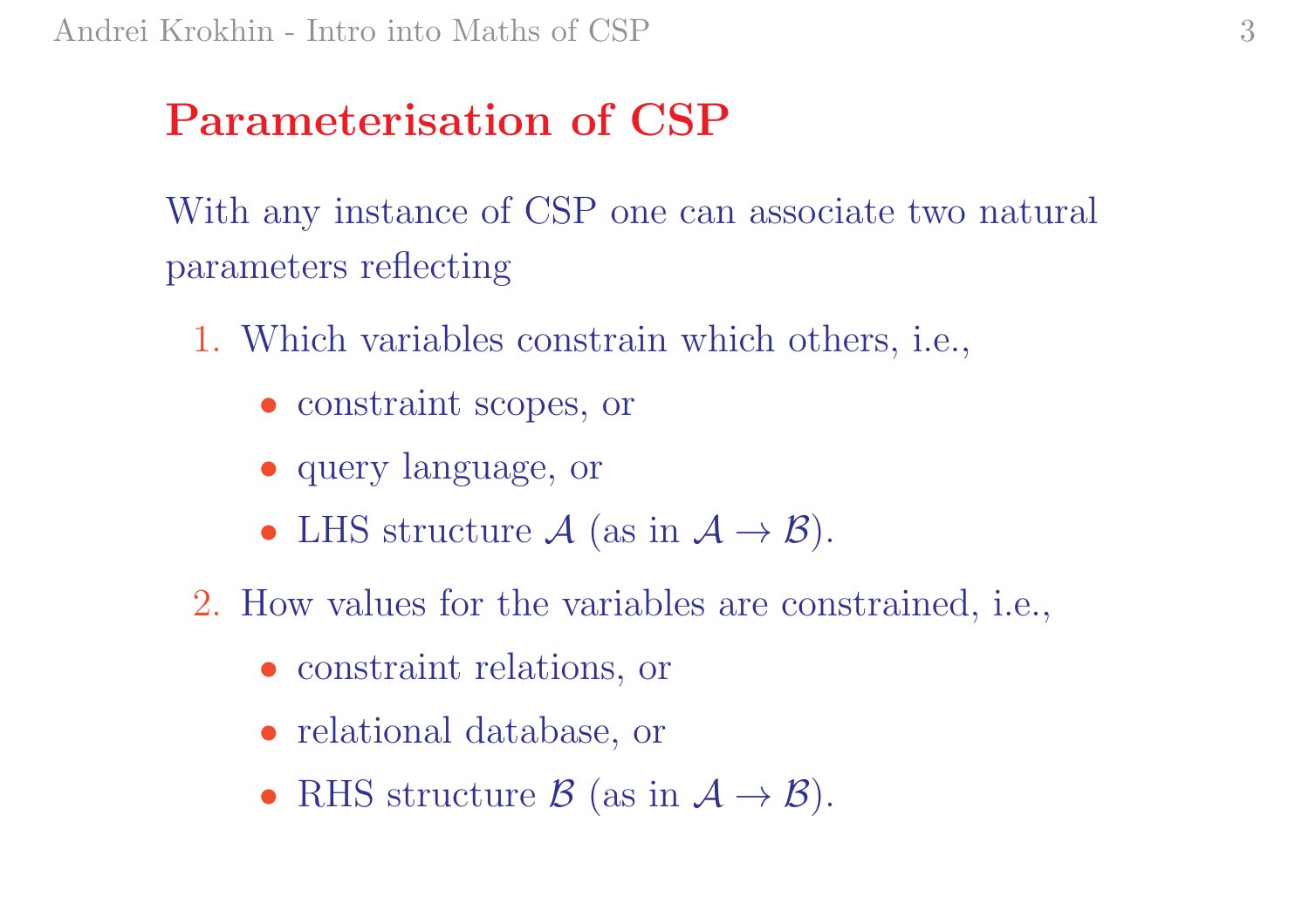# Parameterisation of CSP

With any instance of CSP one can associate two natural parameters reflecting

1. Which variables constrain which others, i.e.,
   - constraint scopes, or
   - query language, or
   - LHS structure $\mathcal{A}$ (as in $\mathcal{A} \to \mathcal{B}$).
2. How values for the variables are constrained, i.e.,
   - constraint relations, or
   - relational database, or
   - RHS structure $\mathcal{B}$ (as in $\mathcal{A} \to \mathcal{B}$).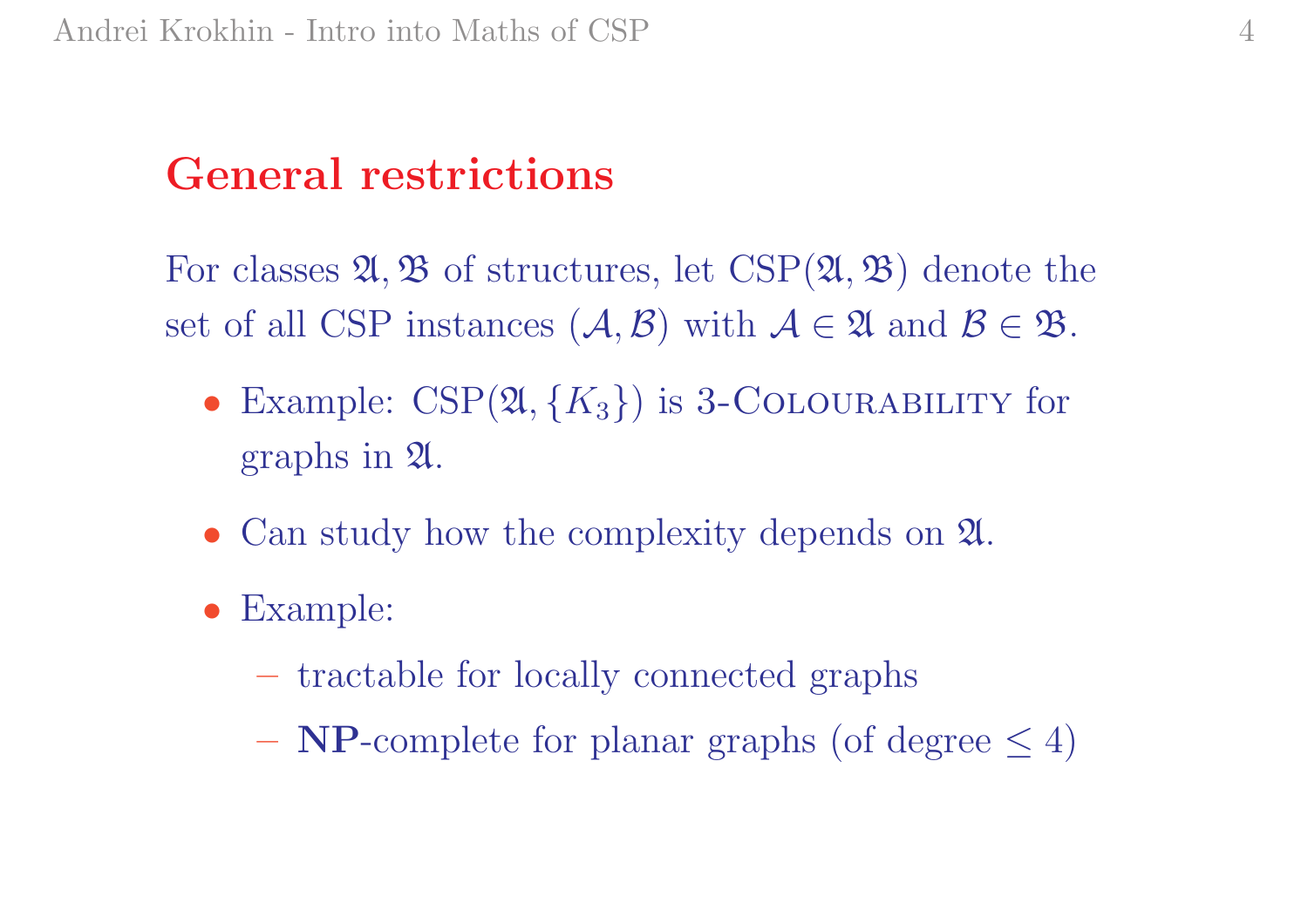## General restrictions

For classes $\mathfrak{A}, \mathfrak{B}$ of structures, let $\mathrm{CSP}(\mathfrak{A}, \mathfrak{B})$ denote the set of all CSP instances $(\mathcal{A}, \mathcal{B})$ with $\mathcal{A} \in \mathfrak{A}$ and $\mathcal{B} \in \mathfrak{B}$.

- Example: $\mathrm{CSP}(\mathfrak{A}, \{K_3\})$ is 3-Colourability for graphs in $\mathfrak{A}$.
- Can study how the complexity depends on $\mathfrak{A}$.
- Example:
  - tractable for locally connected graphs
  - **NP**-complete for planar graphs (of degree $\leq 4$)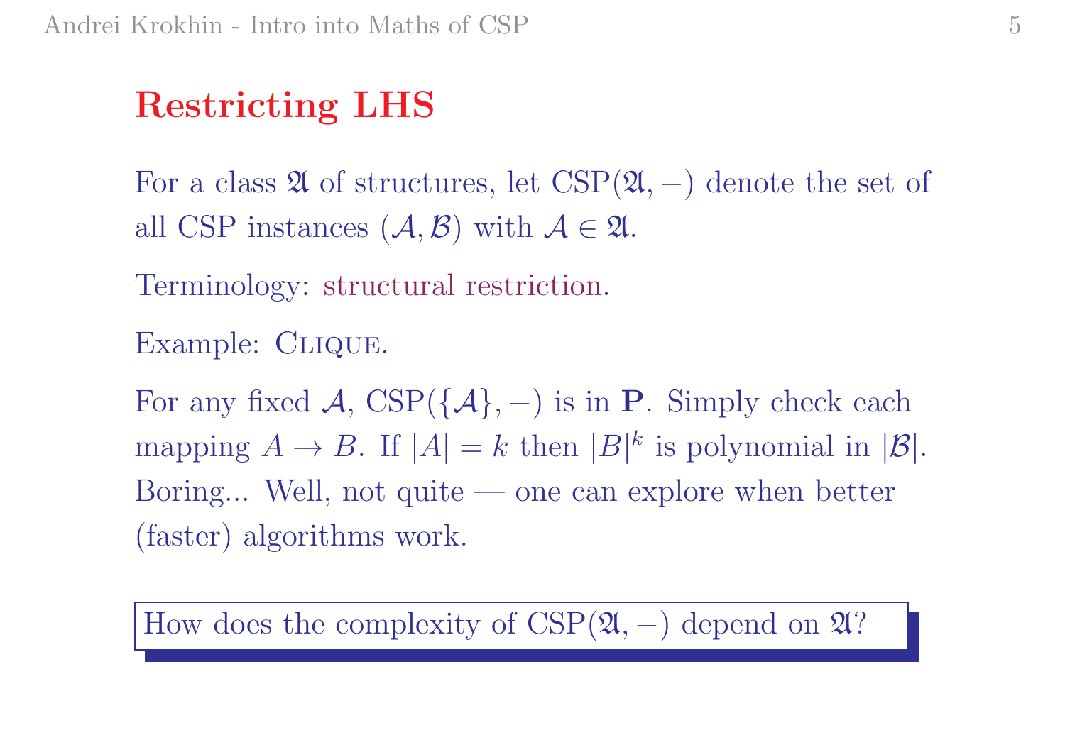# Restricting LHS

For a class $\mathfrak{A}$ of structures, let $\mathrm{CSP}(\mathfrak{A}, -)$ denote the set of all CSP instances $(\mathcal{A}, \mathcal{B})$ with $\mathcal{A} \in \mathfrak{A}$.

Terminology: structural restriction.

Example: Clique.

For any fixed $\mathcal{A}$, $\mathrm{CSP}(\{\mathcal{A}\}, -)$ is in **P**. Simply check each mapping $A \to B$. If $|A| = k$ then $|B|^k$ is polynomial in $|\mathcal{B}|$. Boring... Well, not quite — one can explore when better (faster) algorithms work.

How does the complexity of $\mathrm{CSP}(\mathfrak{A}, -)$ depend on $\mathfrak{A}$?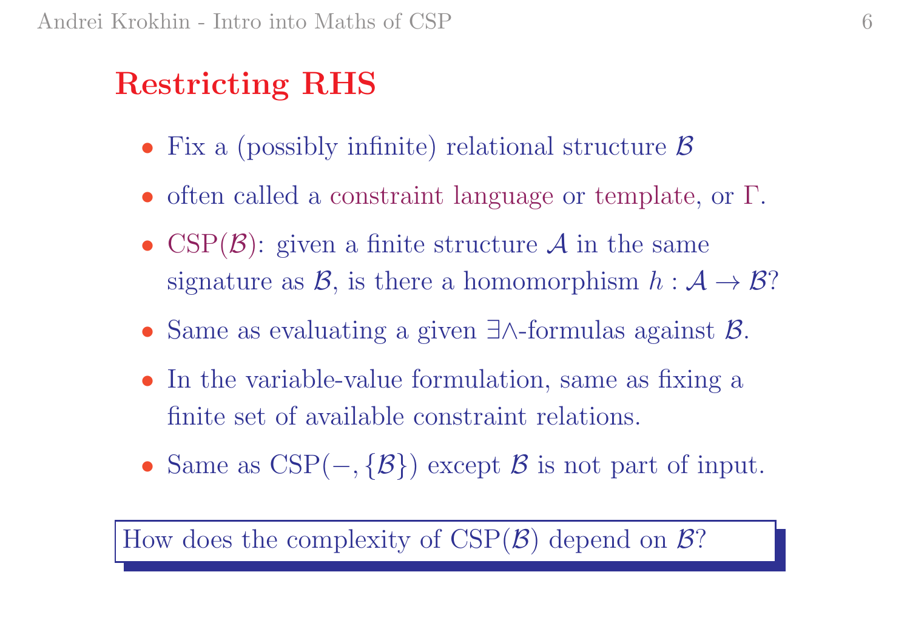## Restricting RHS

- Fix a (possibly infinite) relational structure $\mathcal{B}$
- often called a constraint language or template, or $\Gamma$.
- CSP($\mathcal{B}$): given a finite structure $\mathcal{A}$ in the same signature as $\mathcal{B}$, is there a homomorphism $h : \mathcal{A} \to \mathcal{B}$?
- Same as evaluating a given $\exists\wedge$-formulas against $\mathcal{B}$.
- In the variable-value formulation, same as fixing a finite set of available constraint relations.
- Same as CSP($-, \{\mathcal{B}\}$) except $\mathcal{B}$ is not part of input.

How does the complexity of CSP($\mathcal{B}$) depend on $\mathcal{B}$?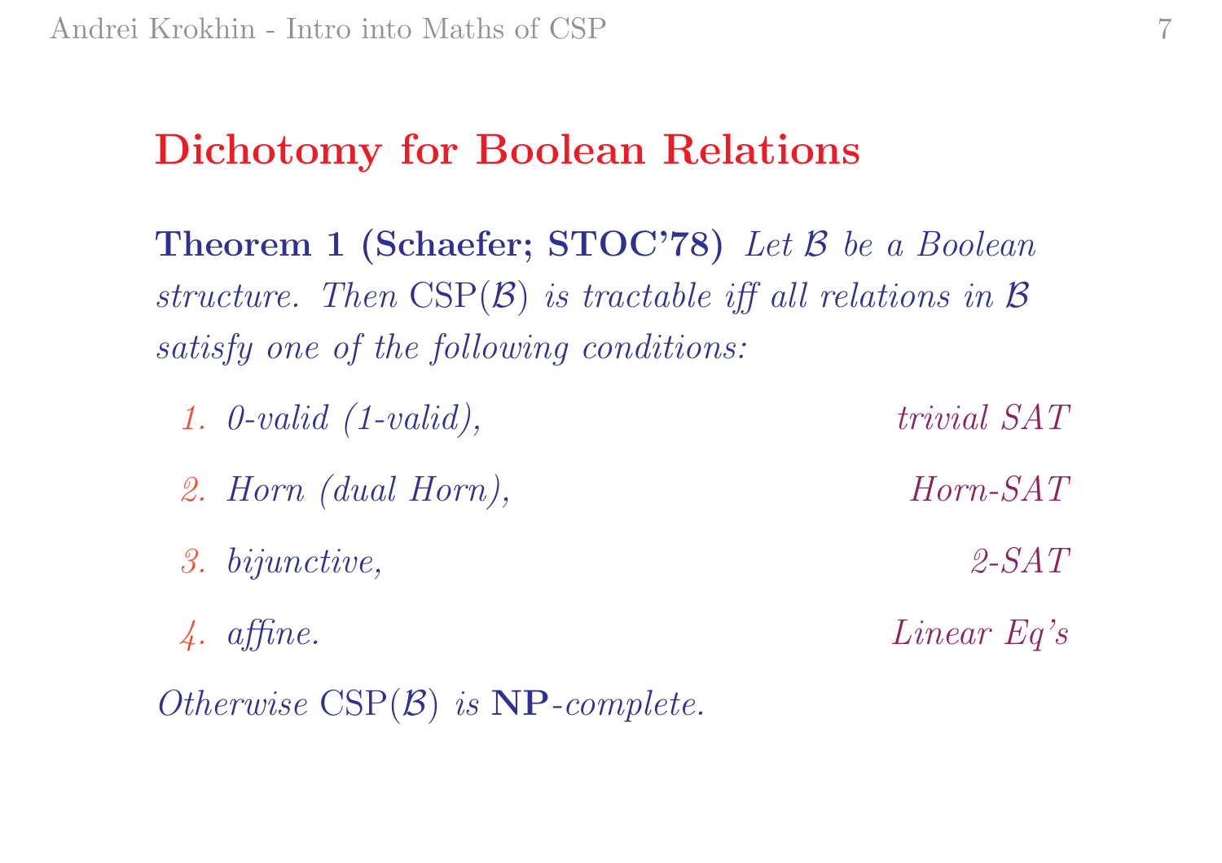## Dichotomy for Boolean Relations

**Theorem 1 (Schaefer; STOC'78)** *Let $\mathcal{B}$ be a Boolean structure. Then* $\mathrm{CSP}(\mathcal{B})$ *is tractable iff all relations in* $\mathcal{B}$ *satisfy one of the following conditions:*

1. *0-valid (1-valid),* — *trivial SAT*
2. *Horn (dual Horn),* — *Horn-SAT*
3. *bijunctive,* — *2-SAT*
4. *affine.* — *Linear Eq's*

*Otherwise* $\mathrm{CSP}(\mathcal{B})$ *is* **NP***-complete.*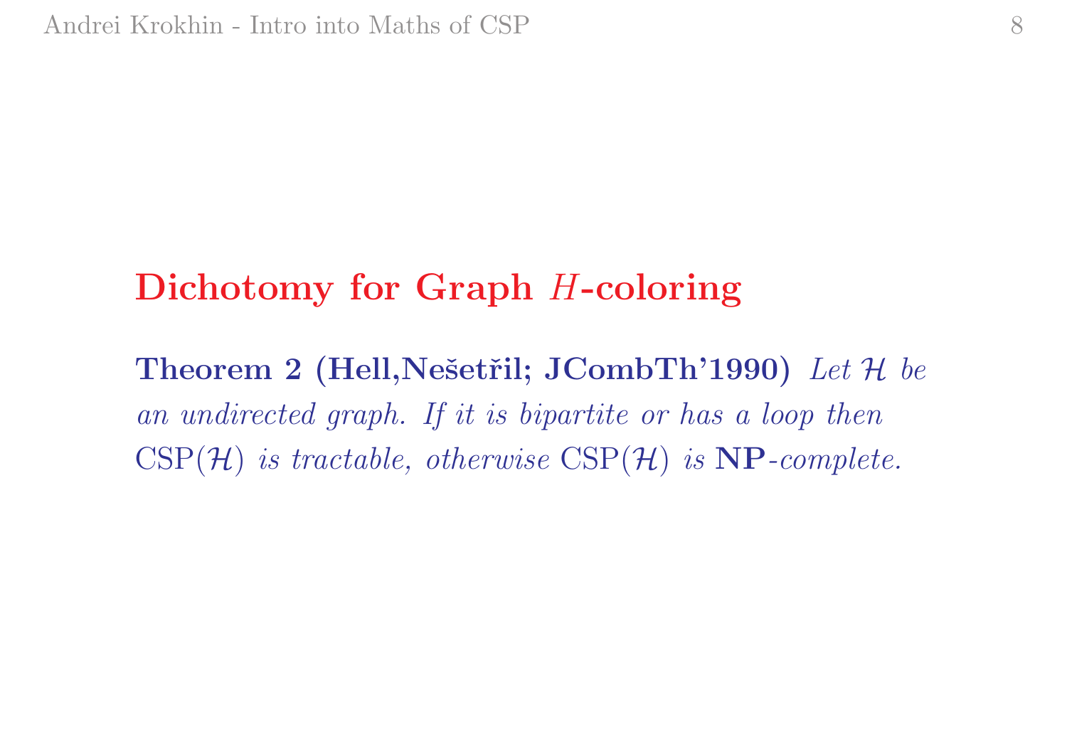## Dichotomy for Graph $H$-coloring

**Theorem 2 (Hell,Nešetřil; JCombTh'1990)** *Let $\mathcal{H}$ be an undirected graph. If it is bipartite or has a loop then* $\mathrm{CSP}(\mathcal{H})$ *is tractable, otherwise* $\mathrm{CSP}(\mathcal{H})$ *is* **NP***-complete.*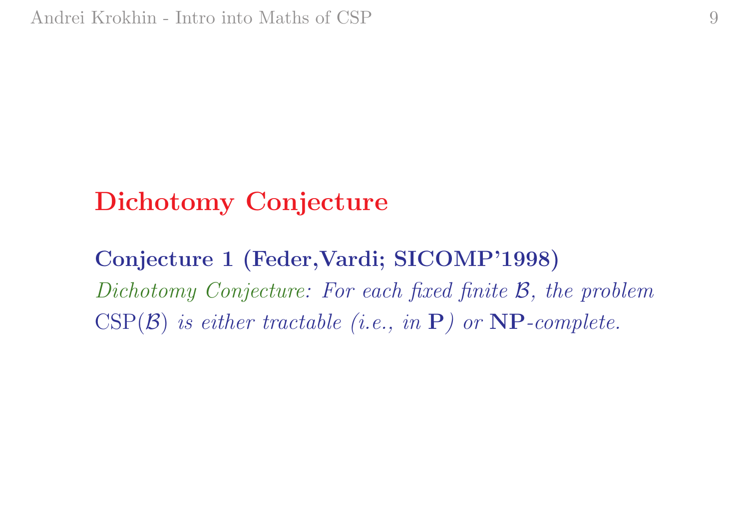# Dichotomy Conjecture

**Conjecture 1 (Feder,Vardi; SICOMP'1998)**
*Dichotomy Conjecture: For each fixed finite $\mathcal{B}$, the problem* $\mathrm{CSP}(\mathcal{B})$ *is either tractable (i.e., in* $\mathbf{P}$*) or* $\mathbf{NP}$*-complete.*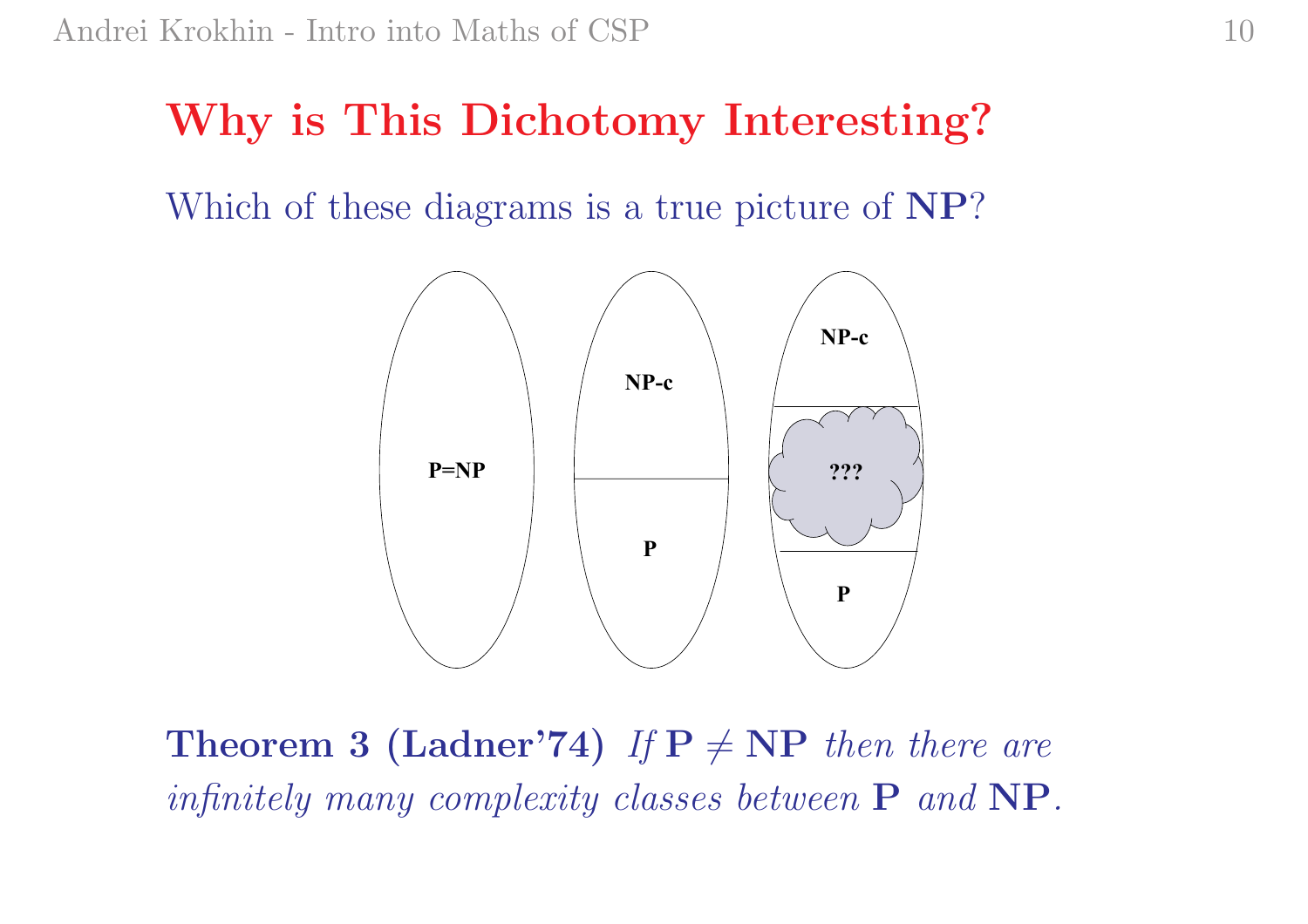# Why is This Dichotomy Interesting?

Which of these diagrams is a true picture of **NP**?

P=NP

NP-c

P

NP-c

???

P

**Theorem 3 (Ladner'74)** *If* $\mathbf{P} \neq \mathbf{NP}$ *then there are infinitely many complexity classes between* **P** *and* **NP**.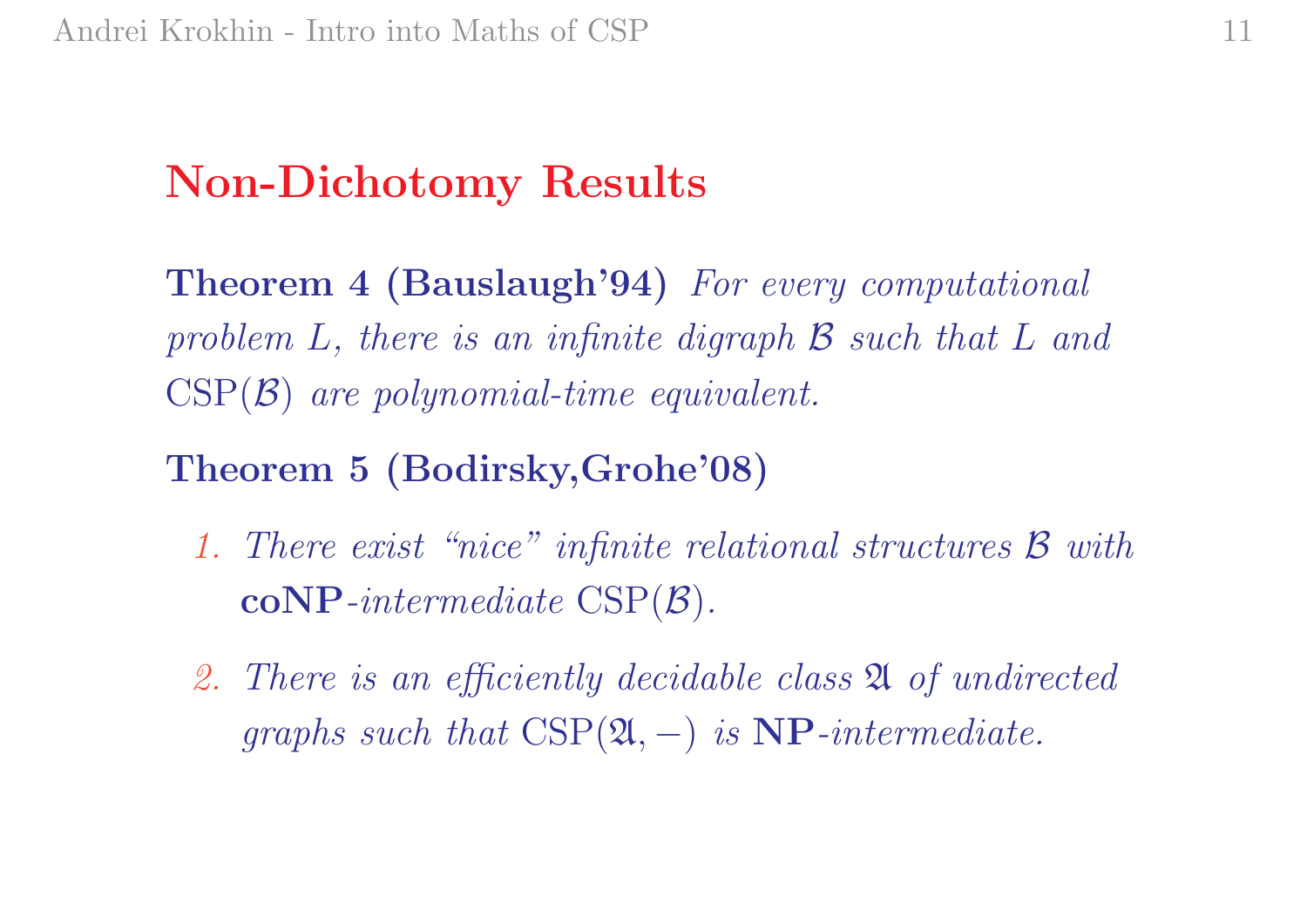## Non-Dichotomy Results

**Theorem 4 (Bauslaugh'94)** *For every computational problem $L$, there is an infinite digraph $\mathcal{B}$ such that $L$ and $\mathrm{CSP}(\mathcal{B})$ are polynomial-time equivalent.*

**Theorem 5 (Bodirsky,Grohe'08)**

1. *There exist "nice" infinite relational structures $\mathcal{B}$ with* **coNP***-intermediate* $\mathrm{CSP}(\mathcal{B})$.
2. *There is an efficiently decidable class $\mathfrak{A}$ of undirected graphs such that $\mathrm{CSP}(\mathfrak{A}, -)$ is* **NP***-intermediate.*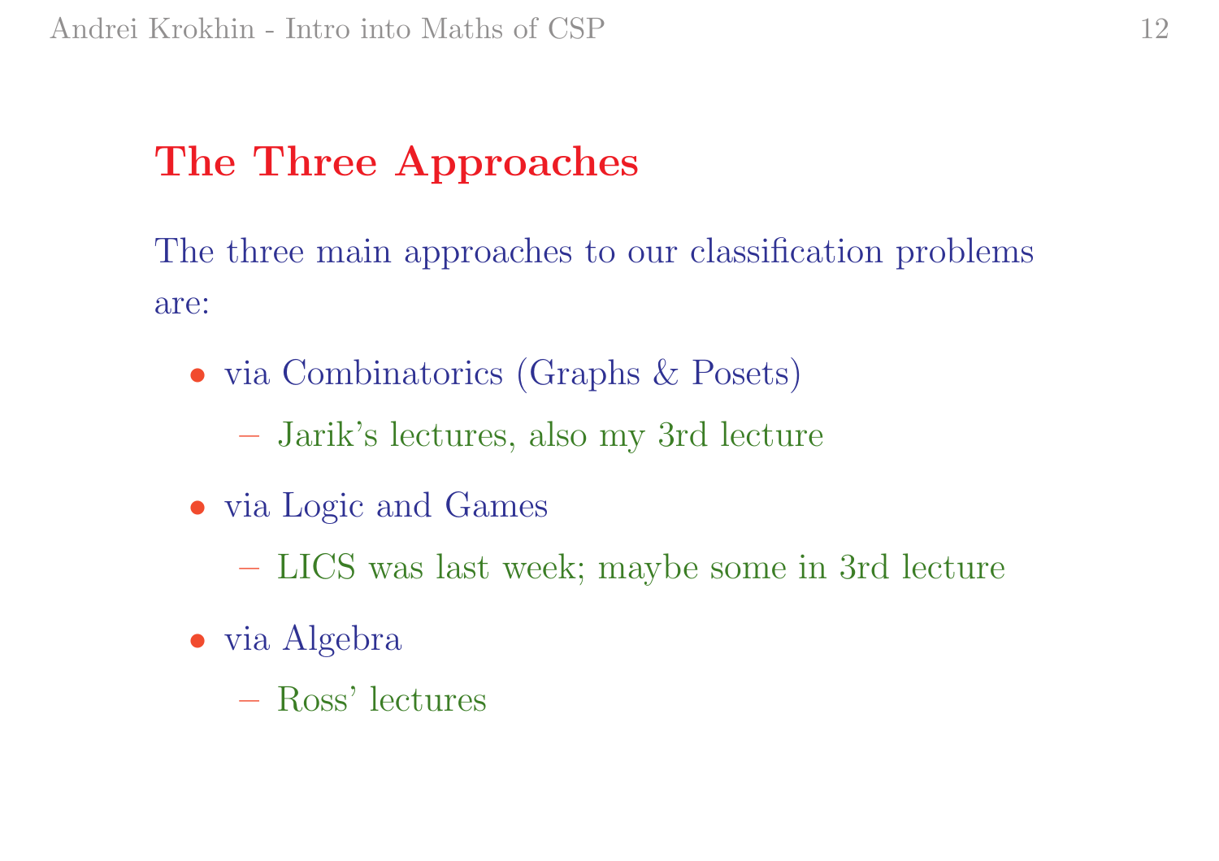## The Three Approaches

The three main approaches to our classification problems are:

- via Combinatorics (Graphs & Posets)
  - Jarik's lectures, also my 3rd lecture
- via Logic and Games
  - LICS was last week; maybe some in 3rd lecture
- via Algebra
  - Ross' lectures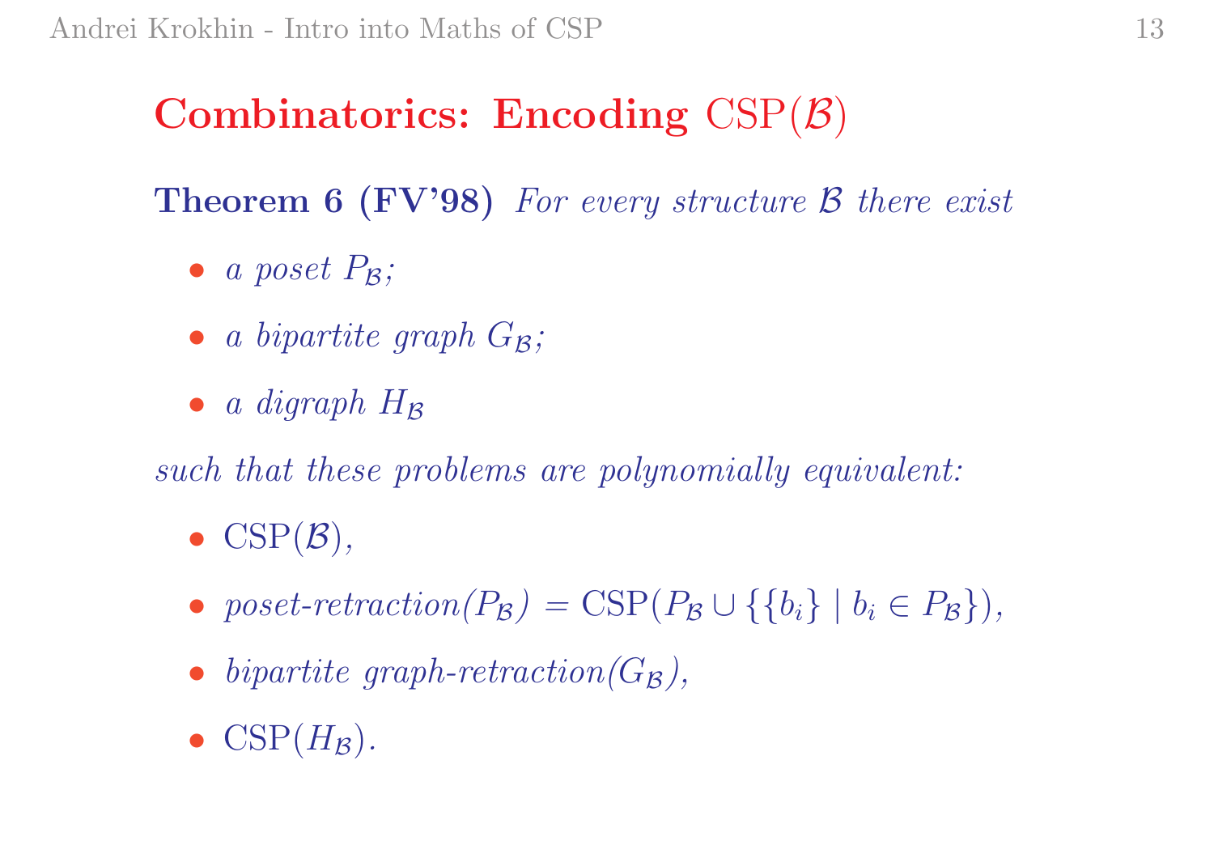## Combinatorics: Encoding $\mathrm{CSP}(\mathcal{B})$

**Theorem 6 (FV'98)** *For every structure $\mathcal{B}$ there exist*

- *a poset $P_{\mathcal{B}}$;*
- *a bipartite graph $G_{\mathcal{B}}$;*
- *a digraph $H_{\mathcal{B}}$*

*such that these problems are polynomially equivalent:*

- $\mathrm{CSP}(\mathcal{B})$,
- *poset-retraction($P_{\mathcal{B}}$)* $= \mathrm{CSP}(P_{\mathcal{B}} \cup \{\{b_i\} \mid b_i \in P_{\mathcal{B}}\})$,
- *bipartite graph-retraction($G_{\mathcal{B}}$),*
- $\mathrm{CSP}(H_{\mathcal{B}})$.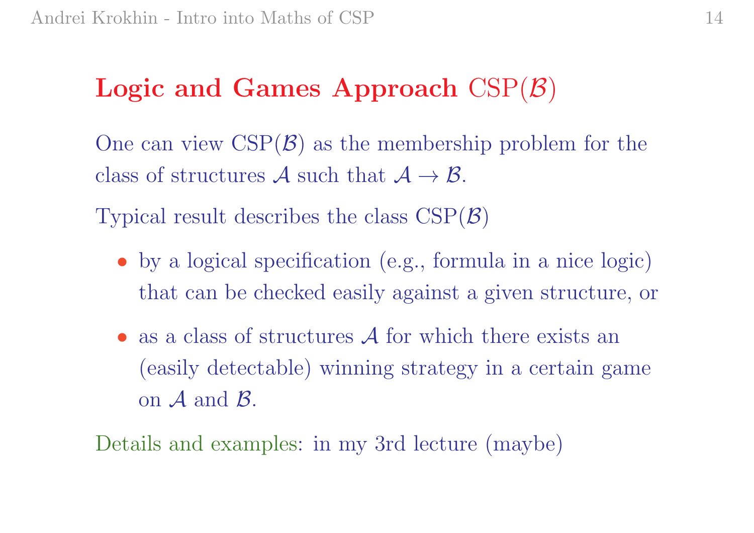## Logic and Games Approach CSP($\mathcal{B}$)

One can view CSP($\mathcal{B}$) as the membership problem for the class of structures $\mathcal{A}$ such that $\mathcal{A} \to \mathcal{B}$.

Typical result describes the class CSP($\mathcal{B}$)

- by a logical specification (e.g., formula in a nice logic) that can be checked easily against a given structure, or
- as a class of structures $\mathcal{A}$ for which there exists an (easily detectable) winning strategy in a certain game on $\mathcal{A}$ and $\mathcal{B}$.

Details and examples: in my 3rd lecture (maybe)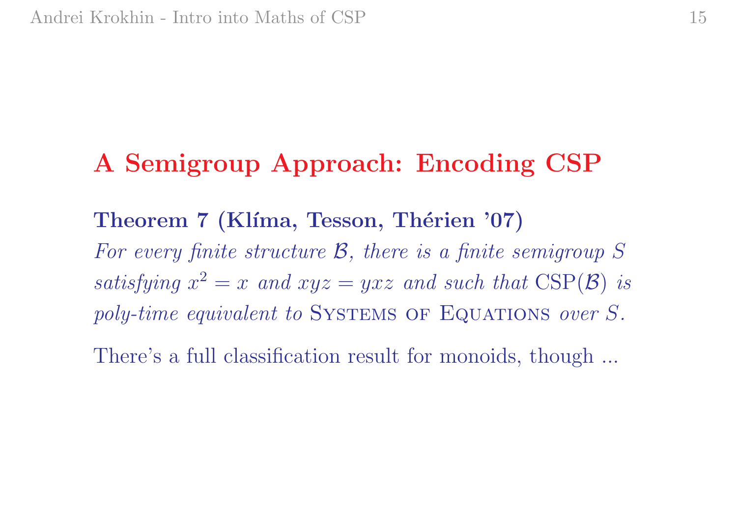## A Semigroup Approach: Encoding CSP

**Theorem 7 (Klíma, Tesson, Thérien '07)**
*For every finite structure $\mathcal{B}$, there is a finite semigroup $S$ satisfying $x^2 = x$ and $xyz = yxz$ and such that $\mathrm{CSP}(\mathcal{B})$ is poly-time equivalent to* Systems of Equations *over $S$.*

There's a full classification result for monoids, though ...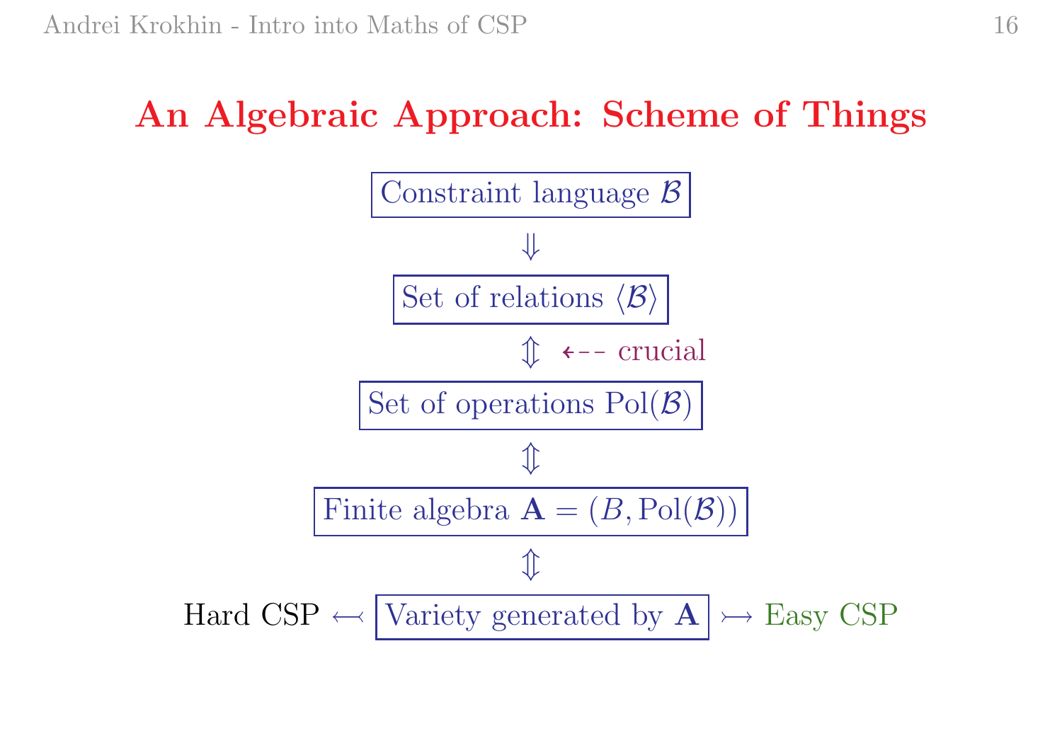# An Algebraic Approach: Scheme of Things

Constraint language $\mathcal{B}$

$\Downarrow$

Set of relations $\langle \mathcal{B} \rangle$

$\Updownarrow$ ⇠-- crucial

Set of operations $\mathrm{Pol}(\mathcal{B})$

$\Updownarrow$

Finite algebra $\mathbf{A} = (B, \mathrm{Pol}(\mathcal{B}))$

$\Updownarrow$

Hard CSP $\longleftarrow$ Variety generated by $\mathbf{A}$ $\rightarrowtail$ Easy CSP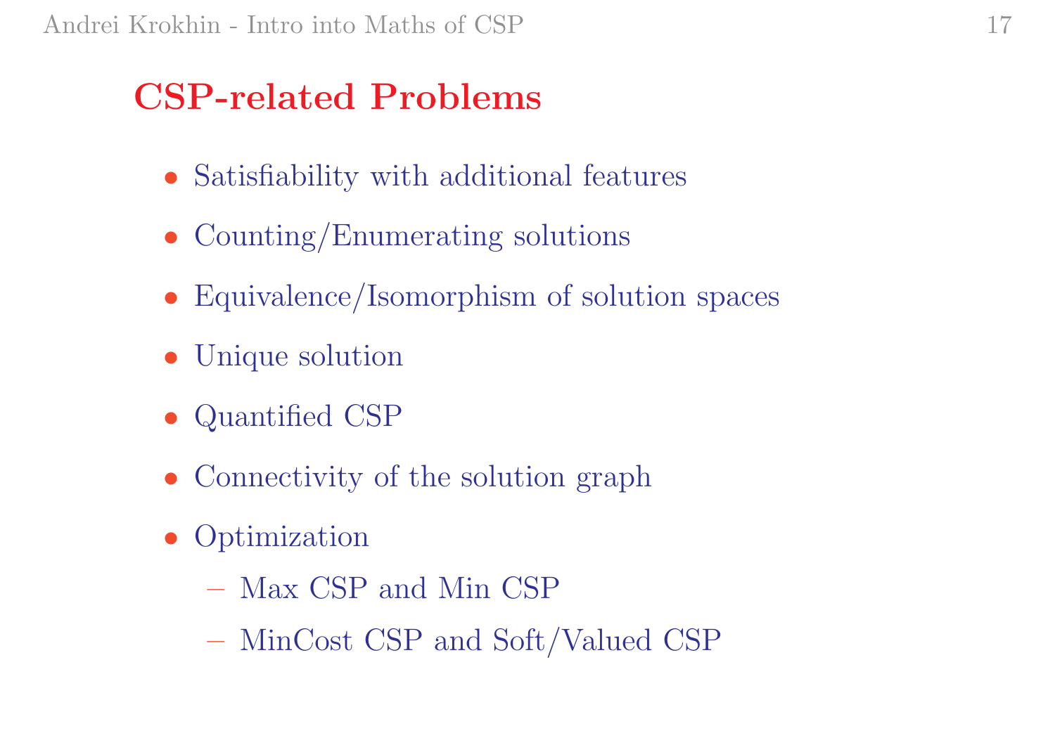## CSP-related Problems

- Satisfiability with additional features
- Counting/Enumerating solutions
- Equivalence/Isomorphism of solution spaces
- Unique solution
- Quantified CSP
- Connectivity of the solution graph
- Optimization
  - Max CSP and Min CSP
  - MinCost CSP and Soft/Valued CSP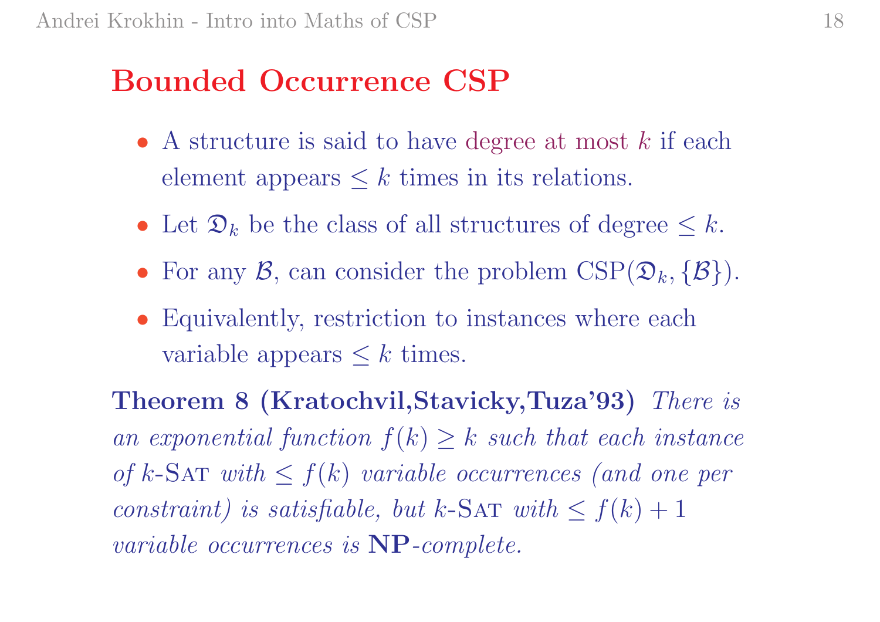## Bounded Occurrence CSP

- A structure is said to have degree at most $k$ if each element appears $\leq k$ times in its relations.
- Let $\mathfrak{D}_k$ be the class of all structures of degree $\leq k$.
- For any $\mathcal{B}$, can consider the problem $\text{CSP}(\mathfrak{D}_k, \{\mathcal{B}\})$.
- Equivalently, restriction to instances where each variable appears $\leq k$ times.

**Theorem 8 (Kratochvil,Stavicky,Tuza'93)** *There is an exponential function $f(k) \geq k$ such that each instance of $k$-*SAT *with $\leq f(k)$ variable occurrences (and one per constraint) is satisfiable, but $k$-*SAT *with $\leq f(k) + 1$ variable occurrences is* **NP***-complete.*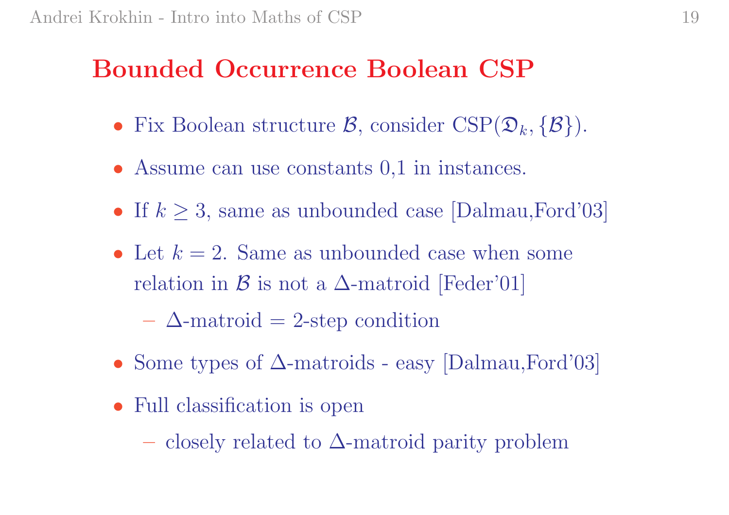# Bounded Occurrence Boolean CSP

- Fix Boolean structure $\mathcal{B}$, consider $\mathrm{CSP}(\mathfrak{D}_k, \{\mathcal{B}\})$.
- Assume can use constants 0,1 in instances.
- If $k \geq 3$, same as unbounded case [Dalmau,Ford'03]
- Let $k = 2$. Same as unbounded case when some relation in $\mathcal{B}$ is not a $\Delta$-matroid [Feder'01]
  - $\Delta$-matroid = 2-step condition
- Some types of $\Delta$-matroids - easy [Dalmau,Ford'03]
- Full classification is open
  - closely related to $\Delta$-matroid parity problem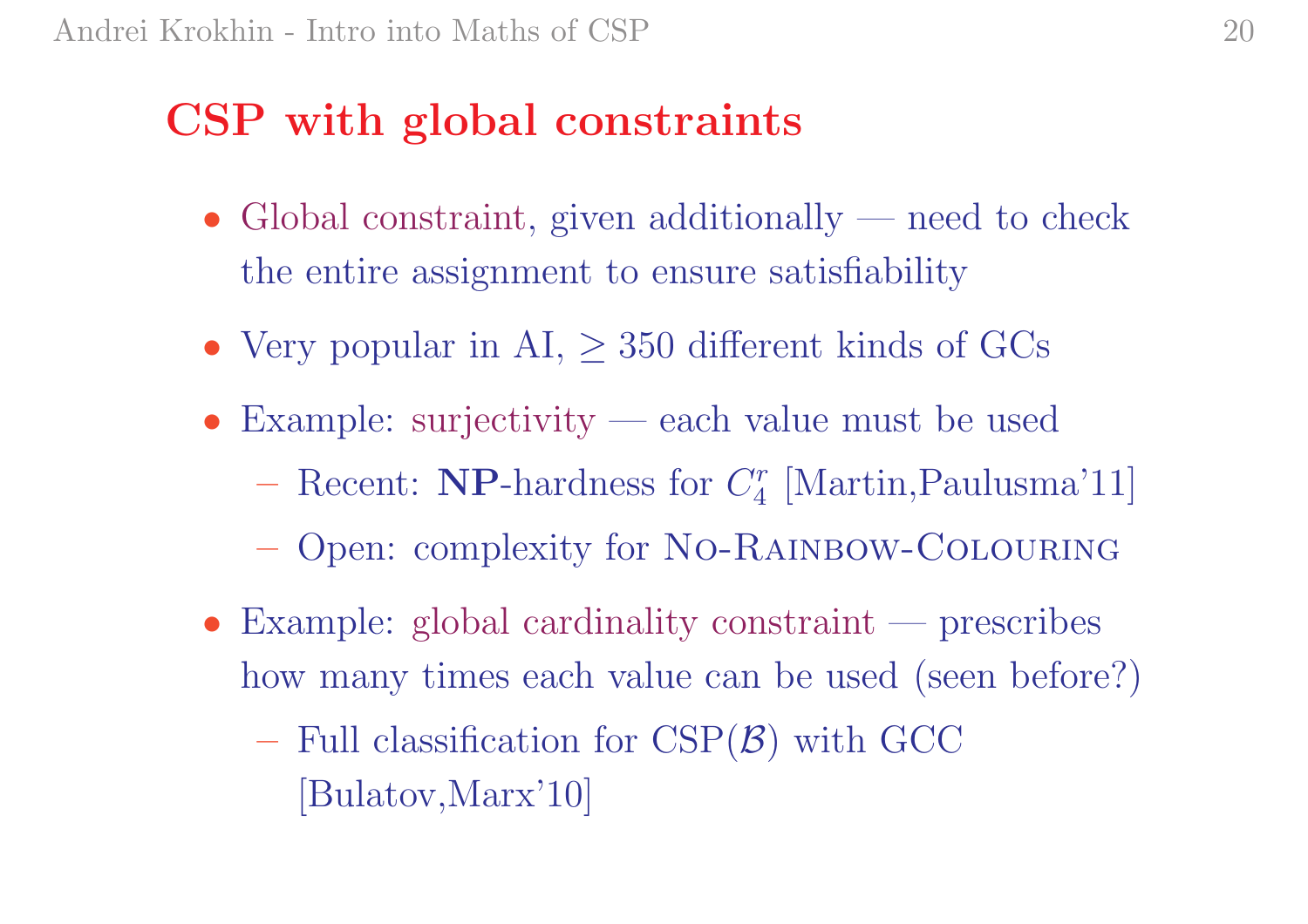# CSP with global constraints

- Global constraint, given additionally — need to check the entire assignment to ensure satisfiability
- Very popular in AI, $\geq 350$ different kinds of GCs
- Example: surjectivity — each value must be used
  - Recent: **NP**-hardness for $C_4^r$ [Martin,Paulusma'11]
  - Open: complexity for No-Rainbow-Colouring
- Example: global cardinality constraint — prescribes how many times each value can be used (seen before?)
  - Full classification for $\mathrm{CSP}(\mathcal{B})$ with GCC [Bulatov,Marx'10]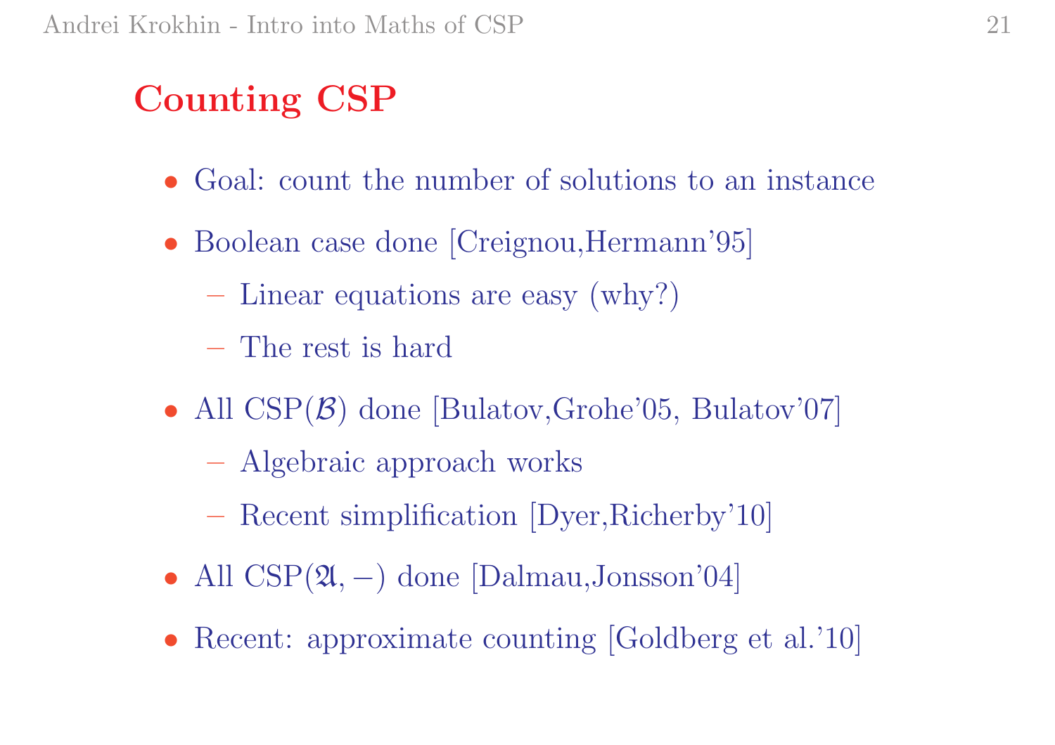## Counting CSP

- Goal: count the number of solutions to an instance
- Boolean case done [Creignou,Hermann'95]
  - Linear equations are easy (why?)
  - The rest is hard
- All CSP($\mathcal{B}$) done [Bulatov,Grohe'05, Bulatov'07]
  - Algebraic approach works
  - Recent simplification [Dyer,Richerby'10]
- All CSP($\mathfrak{A}, -$) done [Dalmau,Jonsson'04]
- Recent: approximate counting [Goldberg et al.'10]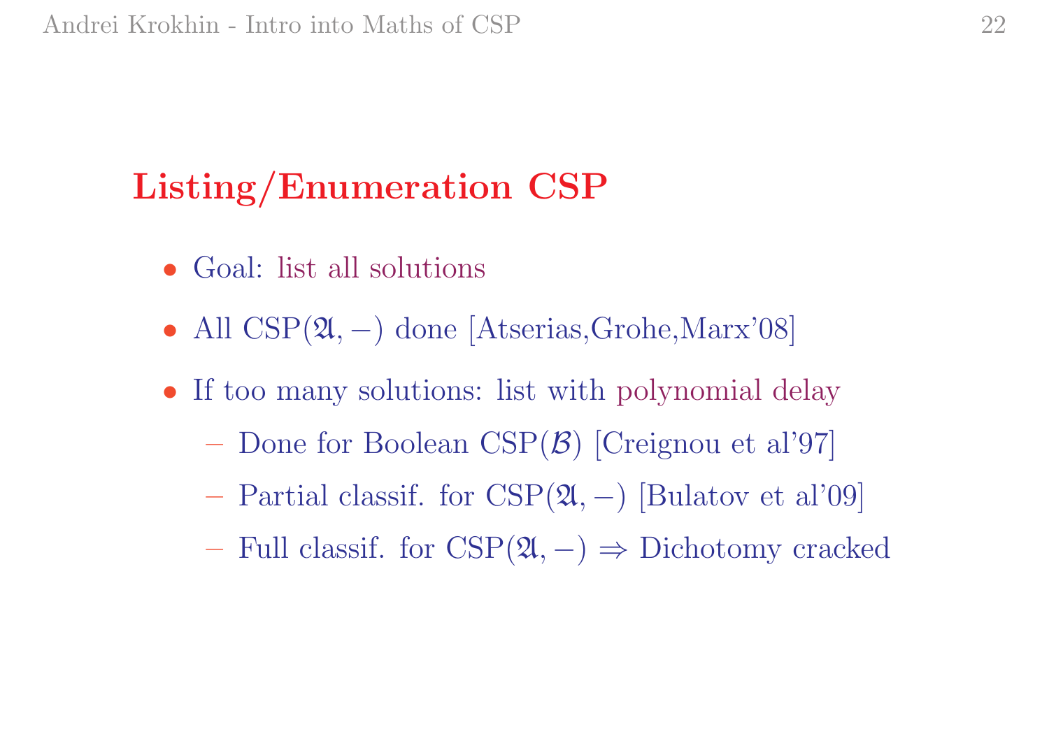## Listing/Enumeration CSP

- Goal: list all solutions
- All CSP($\mathfrak{A}, -$) done [Atserias,Grohe,Marx'08]
- If too many solutions: list with polynomial delay
  - Done for Boolean CSP($\mathcal{B}$) [Creignou et al'97]
  - Partial classif. for CSP($\mathfrak{A}, -$) [Bulatov et al'09]
  - Full classif. for CSP($\mathfrak{A}, -$) $\Rightarrow$ Dichotomy cracked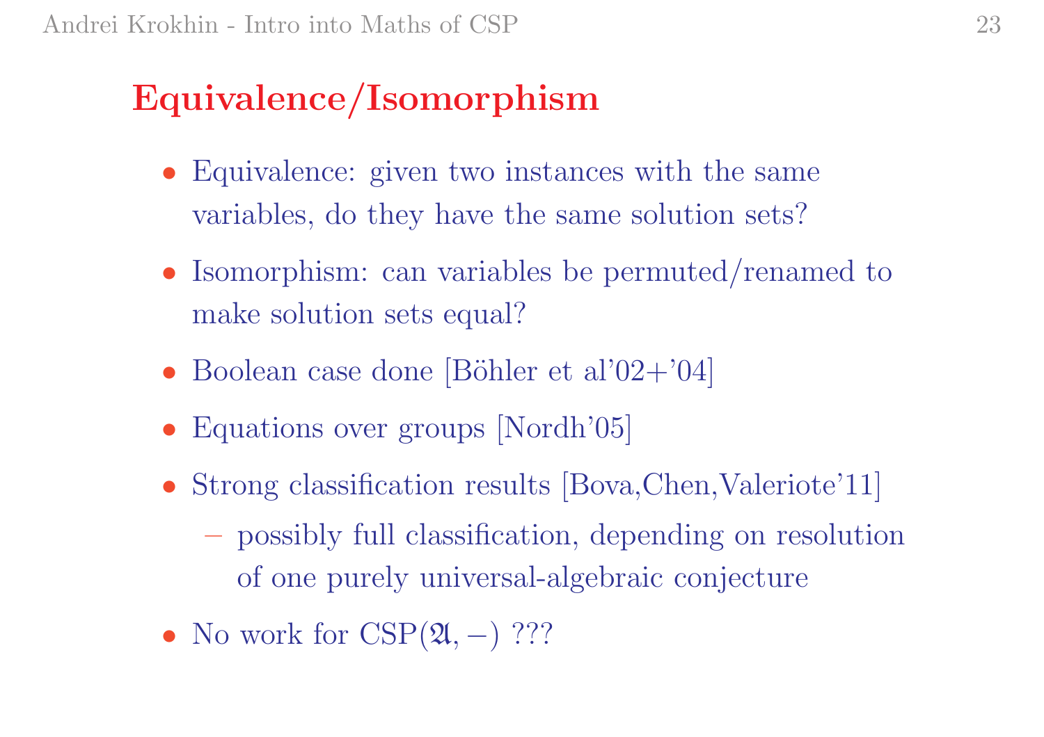# Equivalence/Isomorphism

- Equivalence: given two instances with the same variables, do they have the same solution sets?
- Isomorphism: can variables be permuted/renamed to make solution sets equal?
- Boolean case done [Böhler et al'02+'04]
- Equations over groups [Nordh'05]
- Strong classification results [Bova,Chen,Valeriote'11]
  - possibly full classification, depending on resolution of one purely universal-algebraic conjecture
- No work for CSP($\mathfrak{A}$, $-$) ???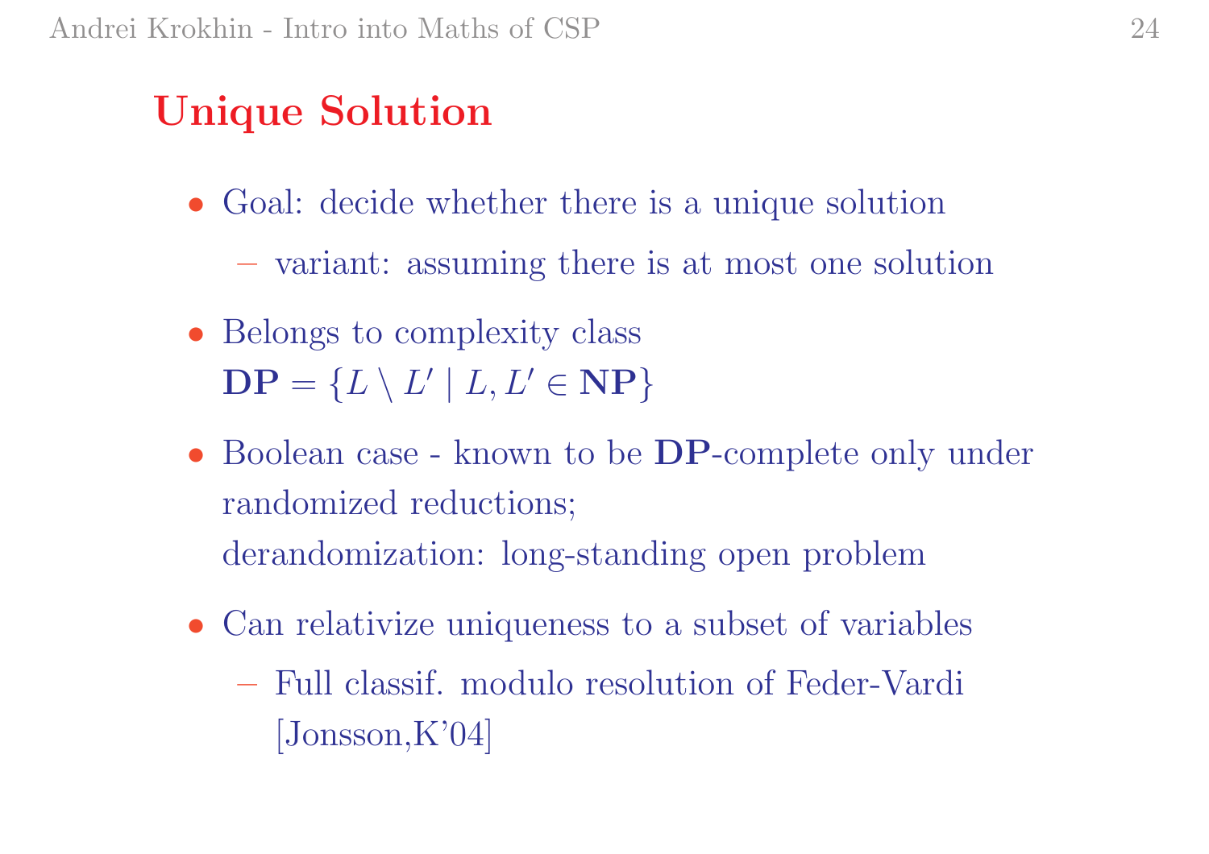## Unique Solution

- Goal: decide whether there is a unique solution
  - variant: assuming there is at most one solution
- Belongs to complexity class
  $\mathbf{DP} = \{L \setminus L' \mid L, L' \in \mathbf{NP}\}$
- Boolean case - known to be **DP**-complete only under randomized reductions;
  derandomization: long-standing open problem
- Can relativize uniqueness to a subset of variables
  - Full classif. modulo resolution of Feder-Vardi [Jonsson,K'04]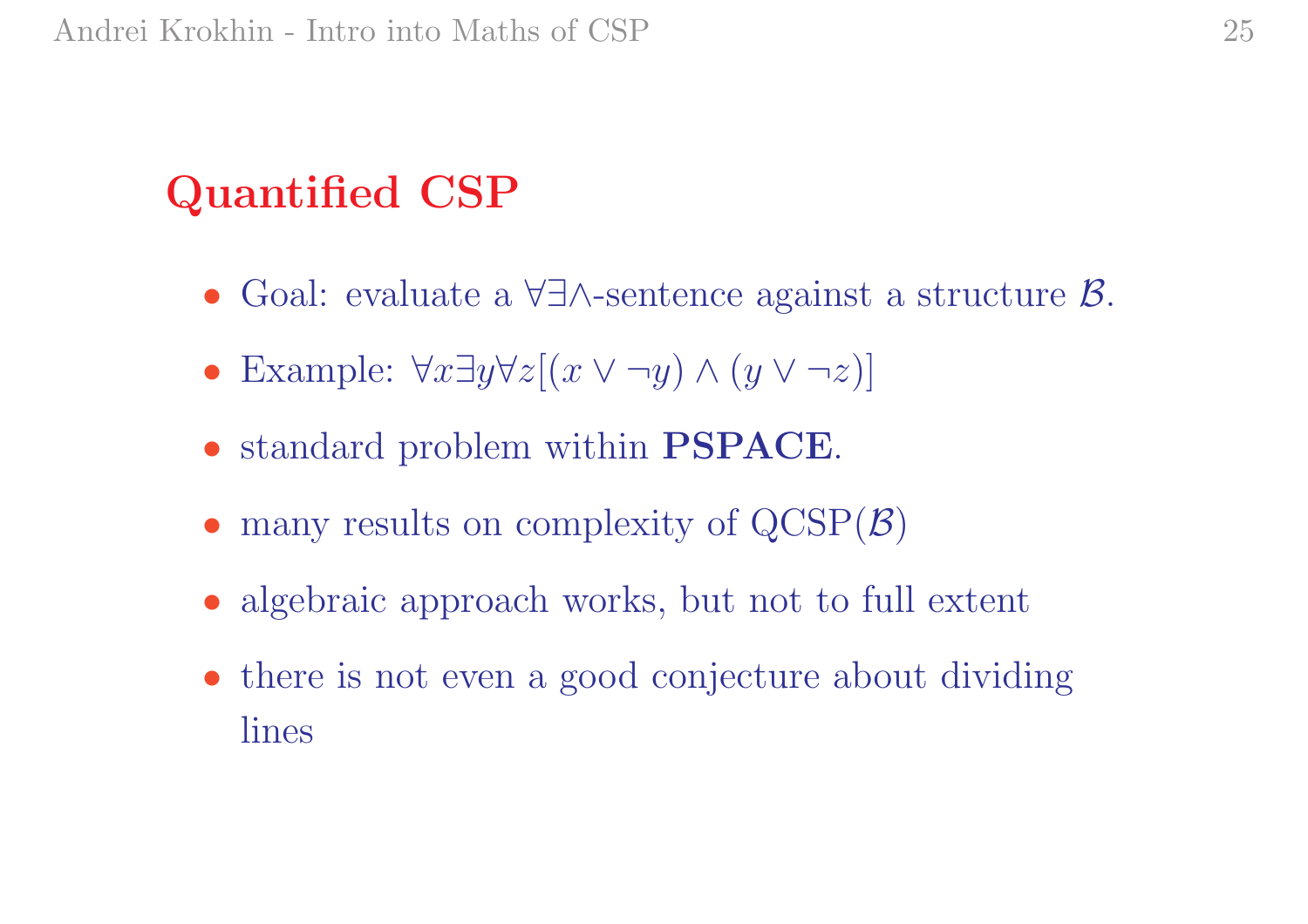## Quantified CSP

- Goal: evaluate a $\forall\exists\wedge$-sentence against a structure $\mathcal{B}$.
- Example: $\forall x \exists y \forall z [(x \vee \neg y) \wedge (y \vee \neg z)]$
- standard problem within **PSPACE**.
- many results on complexity of QCSP($\mathcal{B}$)
- algebraic approach works, but not to full extent
- there is not even a good conjecture about dividing lines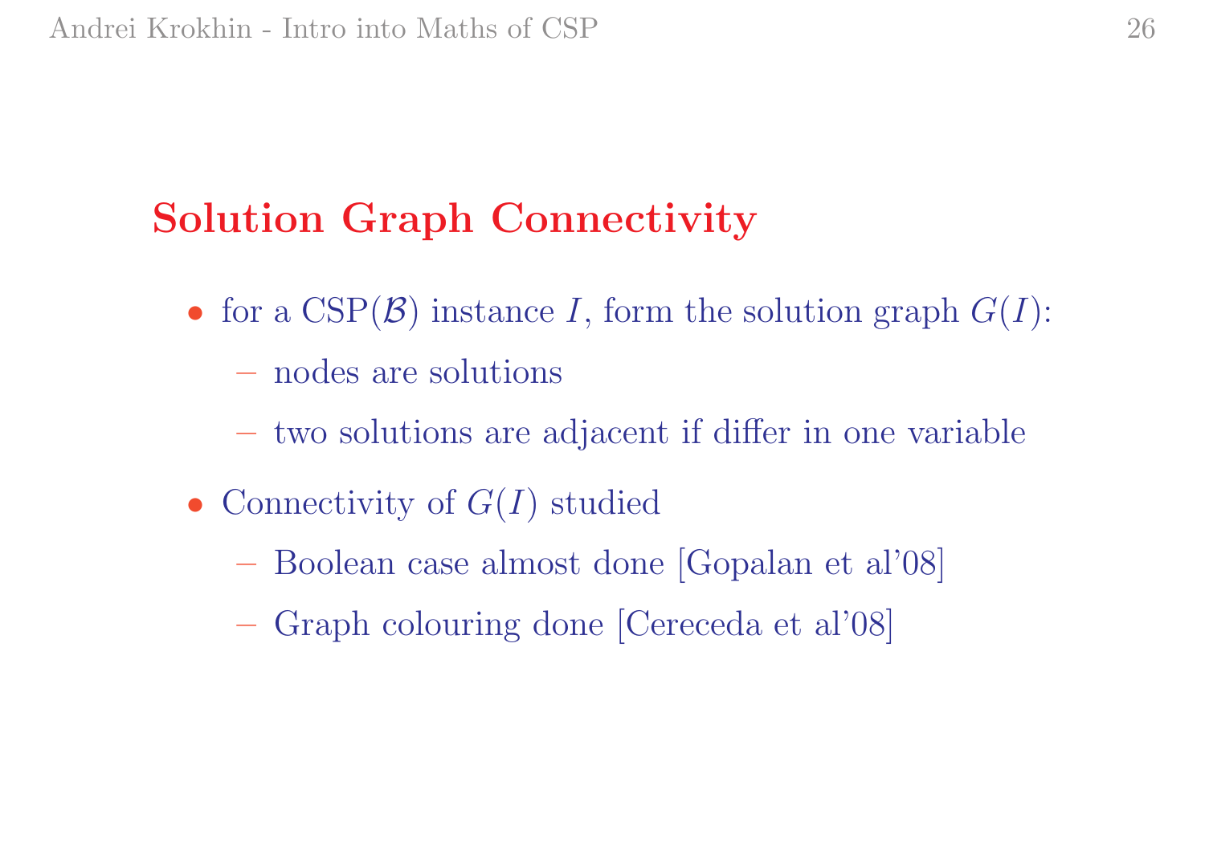## Solution Graph Connectivity

- for a $\mathrm{CSP}(\mathcal{B})$ instance $I$, form the solution graph $G(I)$:
  - nodes are solutions
  - two solutions are adjacent if differ in one variable
- Connectivity of $G(I)$ studied
  - Boolean case almost done [Gopalan et al'08]
  - Graph colouring done [Cereceda et al'08]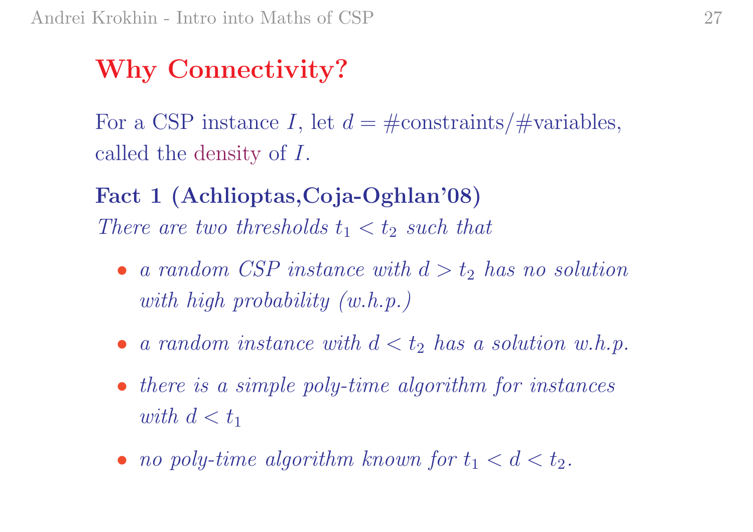# Why Connectivity?

For a CSP instance $I$, let $d = \#\text{constraints}/\#\text{variables}$, called the density of $I$.

**Fact 1 (Achlioptas,Coja-Oghlan'08)**
*There are two thresholds $t_1 < t_2$ such that*

- *a random CSP instance with $d > t_2$ has no solution with high probability (w.h.p.)*
- *a random instance with $d < t_2$ has a solution w.h.p.*
- *there is a simple poly-time algorithm for instances with $d < t_1$*
- *no poly-time algorithm known for $t_1 < d < t_2$.*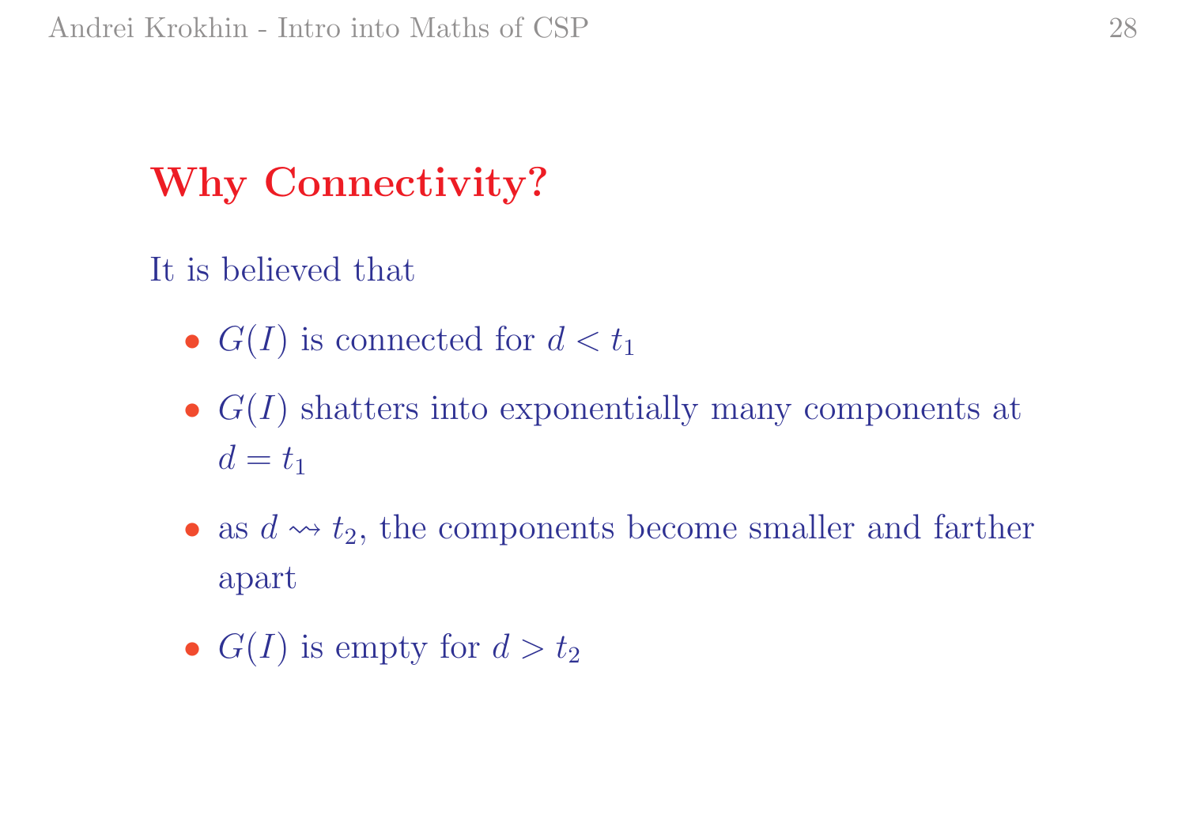## Why Connectivity?

It is believed that

- $G(I)$ is connected for $d < t_1$
- $G(I)$ shatters into exponentially many components at $d = t_1$
- as $d \rightsquigarrow t_2$, the components become smaller and farther apart
- $G(I)$ is empty for $d > t_2$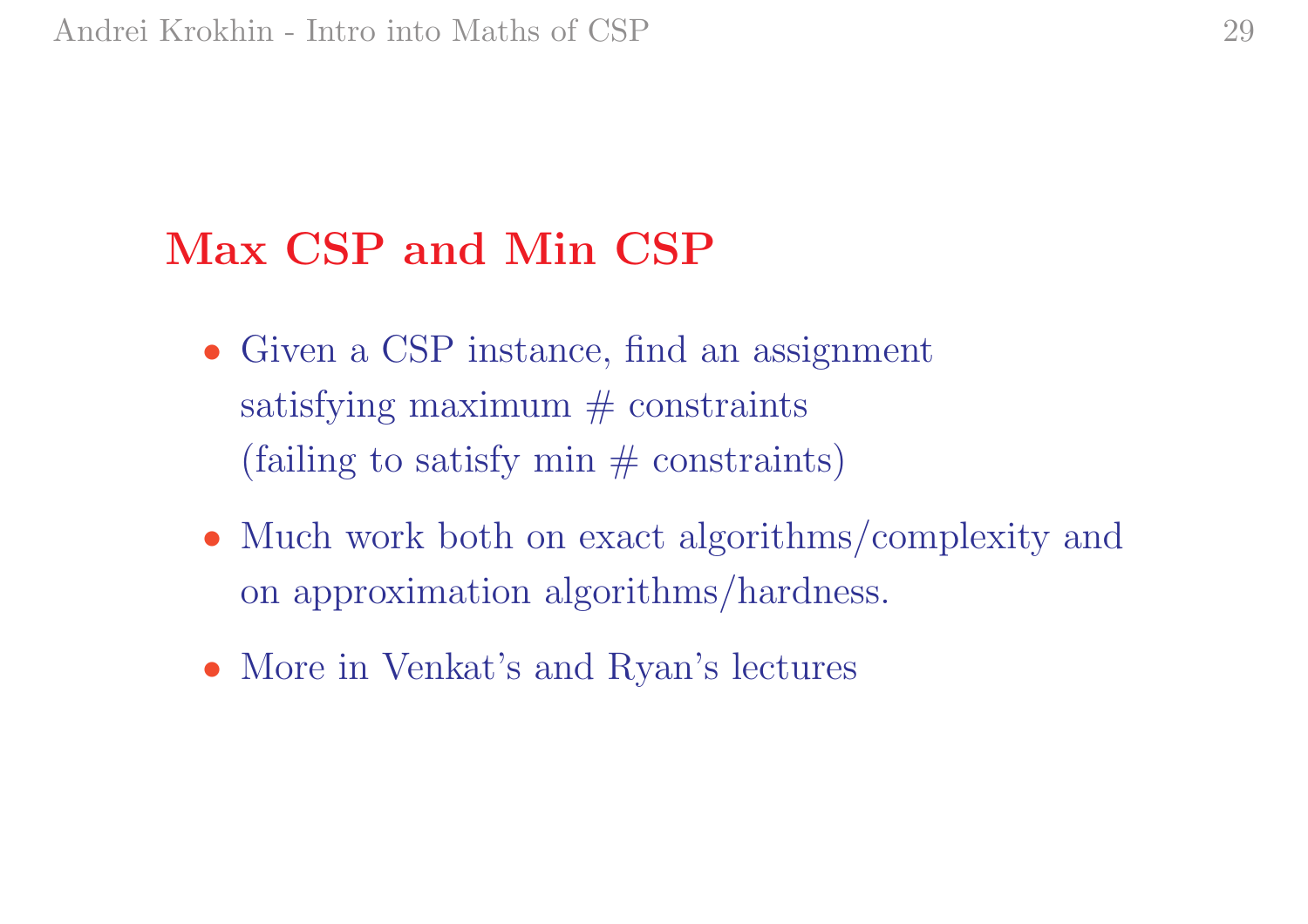## Max CSP and Min CSP

- Given a CSP instance, find an assignment satisfying maximum # constraints (failing to satisfy min # constraints)
- Much work both on exact algorithms/complexity and on approximation algorithms/hardness.
- More in Venkat's and Ryan's lectures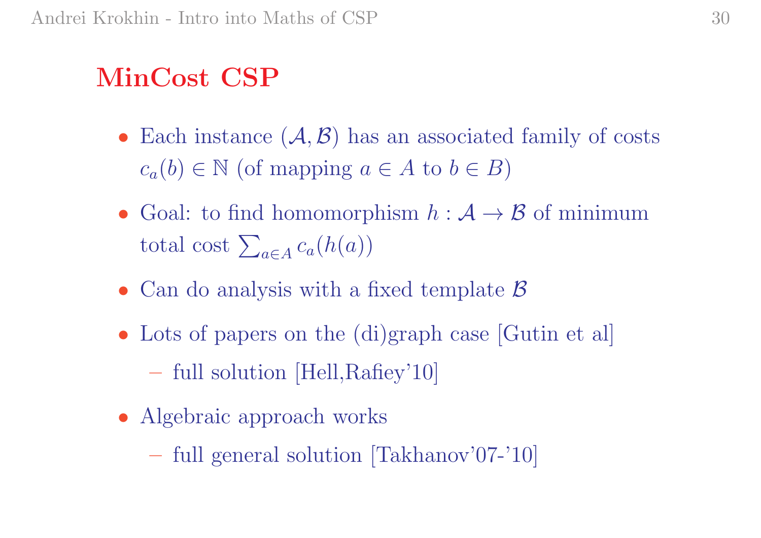## MinCost CSP

- Each instance $(\mathcal{A}, \mathcal{B})$ has an associated family of costs $c_a(b) \in \mathbb{N}$ (of mapping $a \in A$ to $b \in B$)
- Goal: to find homomorphism $h : \mathcal{A} \to \mathcal{B}$ of minimum total cost $\sum_{a \in A} c_a(h(a))$
- Can do analysis with a fixed template $\mathcal{B}$
- Lots of papers on the (di)graph case [Gutin et al]
  - full solution [Hell,Rafiey'10]
- Algebraic approach works
  - full general solution [Takhanov'07-'10]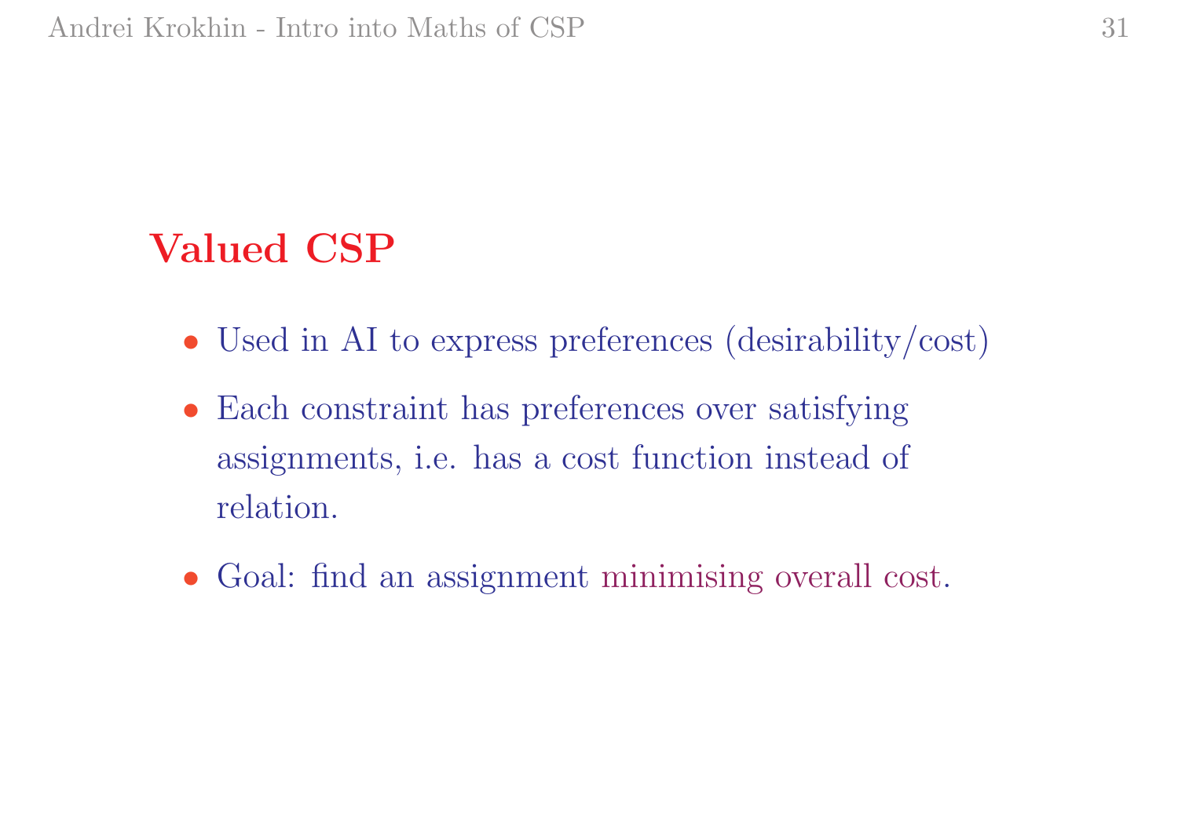## Valued CSP

- Used in AI to express preferences (desirability/cost)
- Each constraint has preferences over satisfying assignments, i.e. has a cost function instead of relation.
- Goal: find an assignment minimising overall cost.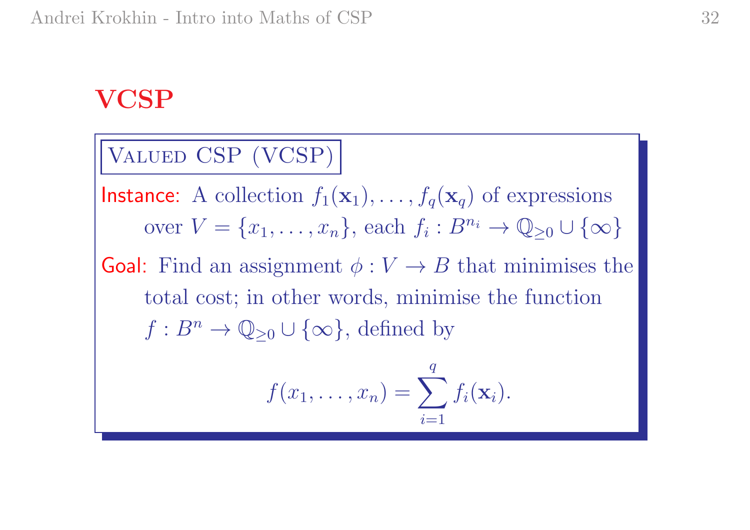# VCSP

**Valued CSP (VCSP)**

**Instance:** A collection $f_1(\mathbf{x}_1), \ldots, f_q(\mathbf{x}_q)$ of expressions over $V = \{x_1, \ldots, x_n\}$, each $f_i : B^{n_i} \to \mathbb{Q}_{\geq 0} \cup \{\infty\}$

**Goal:** Find an assignment $\phi : V \to B$ that minimises the total cost; in other words, minimise the function $f : B^n \to \mathbb{Q}_{\geq 0} \cup \{\infty\}$, defined by

$$f(x_1, \ldots, x_n) = \sum_{i=1}^{q} f_i(\mathbf{x}_i).$$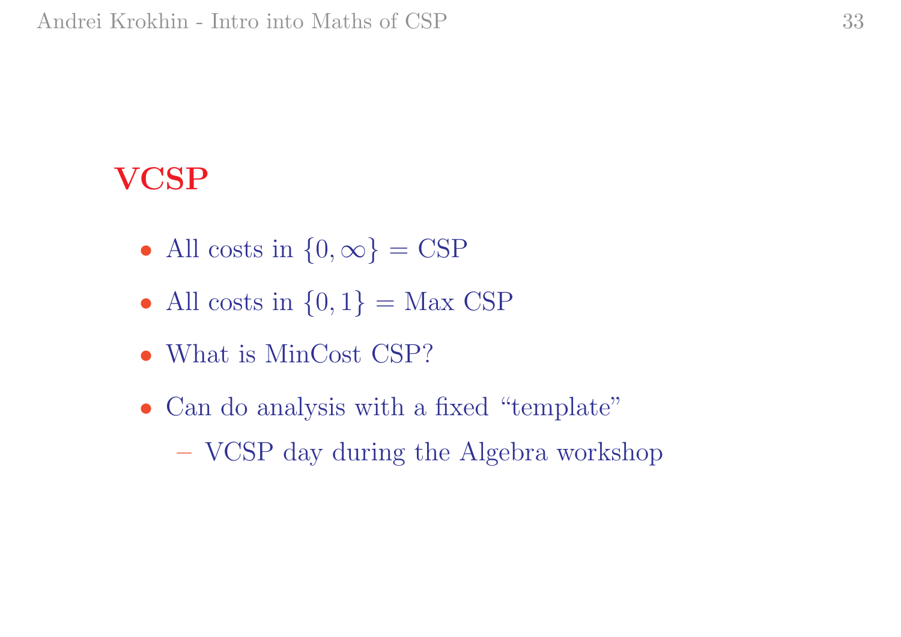## VCSP

- All costs in $\{0, \infty\}$ = CSP
- All costs in $\{0, 1\}$ = Max CSP
- What is MinCost CSP?
- Can do analysis with a fixed "template"
  - VCSP day during the Algebra workshop